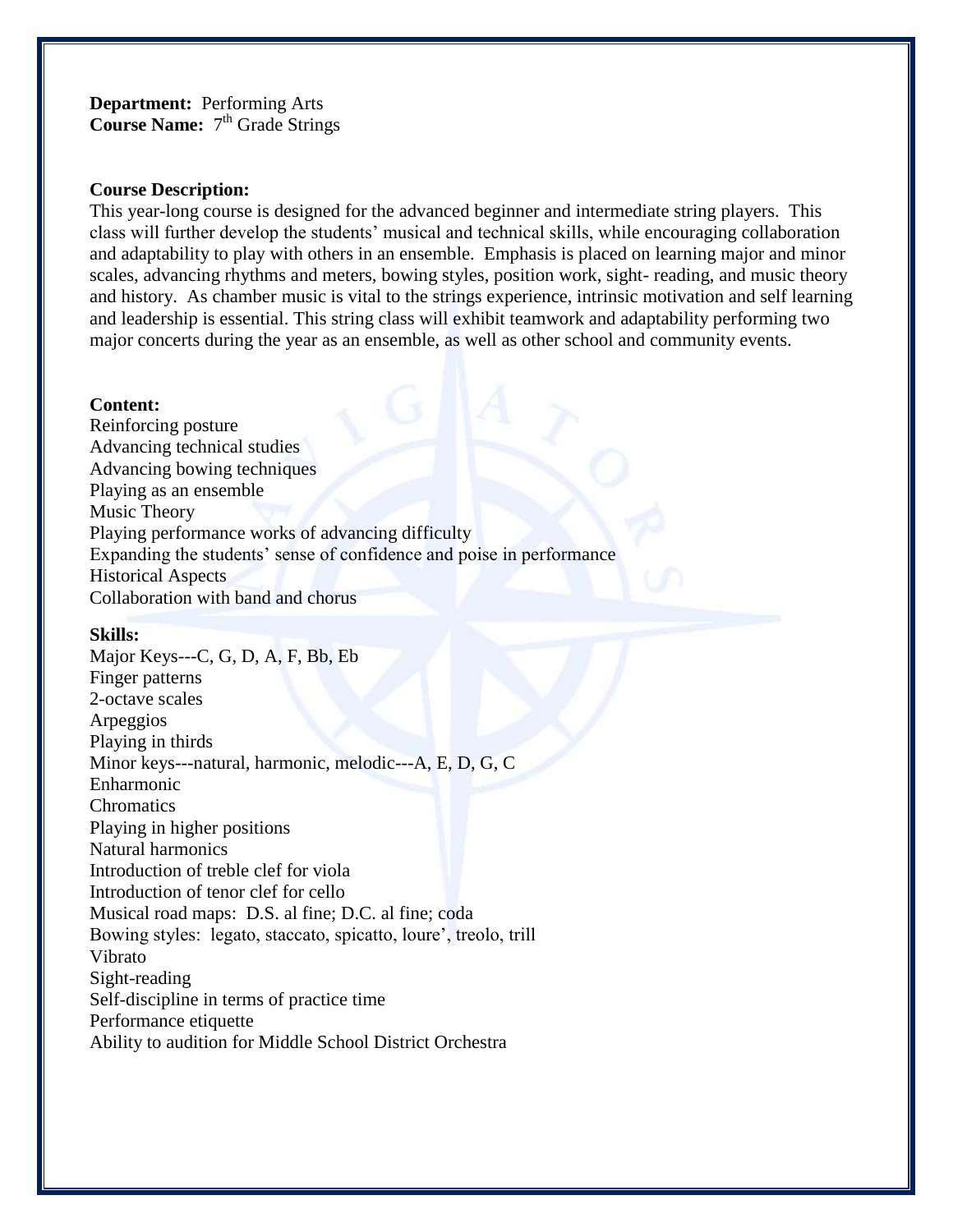**Department:** Performing Arts
**Course Name:** 7th Grade Strings

**Course Description:**
This year-long course is designed for the advanced beginner and intermediate string players. This class will further develop the students' musical and technical skills, while encouraging collaboration and adaptability to play with others in an ensemble. Emphasis is placed on learning major and minor scales, advancing rhythms and meters, bowing styles, position work, sight- reading, and music theory and history. As chamber music is vital to the strings experience, intrinsic motivation and self learning and leadership is essential. This string class will exhibit teamwork and adaptability performing two major concerts during the year as an ensemble, as well as other school and community events.

**Content:**
Reinforcing posture
Advancing technical studies
Advancing bowing techniques
Playing as an ensemble
Music Theory
Playing performance works of advancing difficulty
Expanding the students' sense of confidence and poise in performance
Historical Aspects
Collaboration with band and chorus

**Skills:**
Major Keys---C, G, D, A, F, Bb, Eb
Finger patterns
2-octave scales
Arpeggios
Playing in thirds
Minor keys---natural, harmonic, melodic---A, E, D, G, C
Enharmonic
Chromatics
Playing in higher positions
Natural harmonics
Introduction of treble clef for viola
Introduction of tenor clef for cello
Musical road maps: D.S. al fine; D.C. al fine; coda
Bowing styles: legato, staccato, spicatto, loure', treolo, trill
Vibrato
Sight-reading
Self-discipline in terms of practice time
Performance etiquette
Ability to audition for Middle School District Orchestra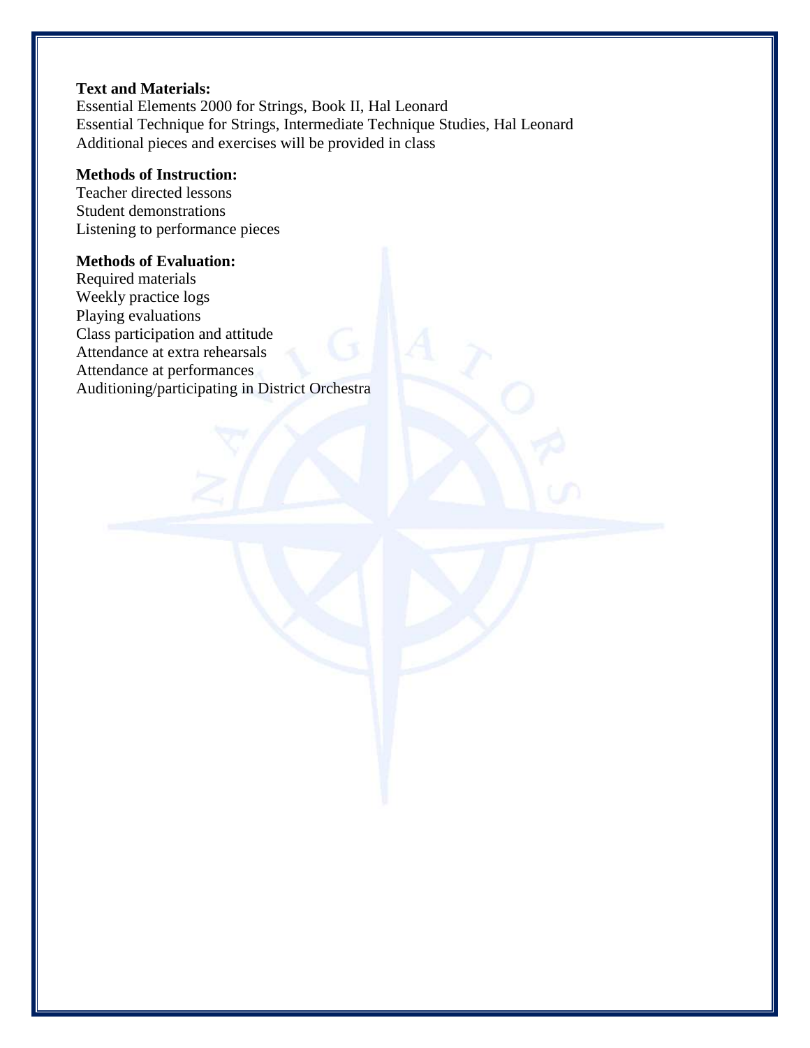**Text and Materials:**
Essential Elements 2000 for Strings, Book II, Hal Leonard
Essential Technique for Strings, Intermediate Technique Studies, Hal Leonard
Additional pieces and exercises will be provided in class

**Methods of Instruction:**
Teacher directed lessons
Student demonstrations
Listening to performance pieces

**Methods of Evaluation:**
Required materials
Weekly practice logs
Playing evaluations
Class participation and attitude
Attendance at extra rehearsals
Attendance at performances
Auditioning/participating in District Orchestra